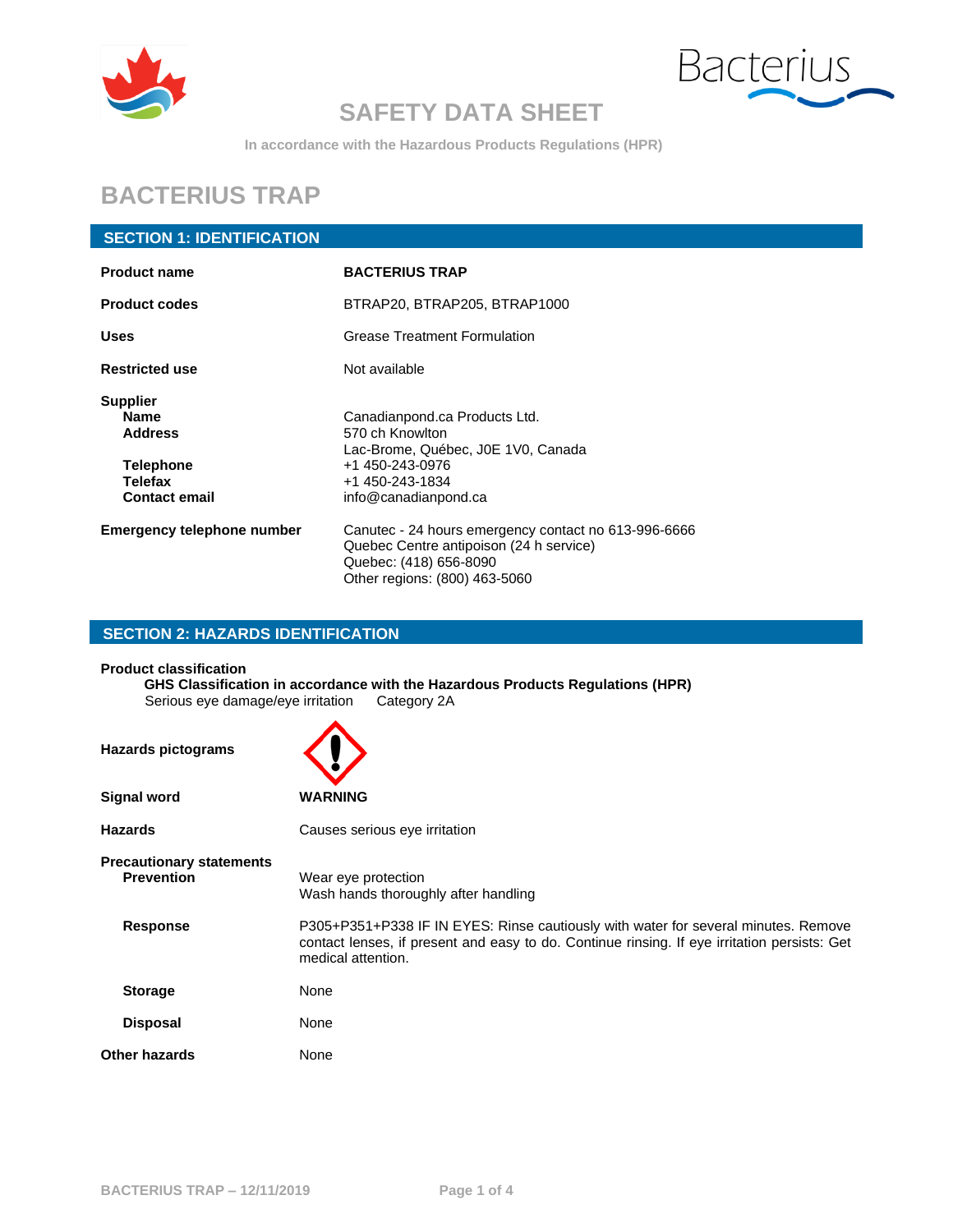# SAFETY DATA SHEET

In accordance with the Hazardous Products Regulations (HPR)

# BACTERIUS TRAP

## SECTION 1: IDENTIFICATION

| | |
|---|---|
| **Product name** | **BACTERIUS TRAP** |
| **Product codes** | BTRAP20, BTRAP205, BTRAP1000 |
| **Uses** | Grease Treatment Formulation |
| **Restricted use** | Not available |

**Supplier**

| | |
|---|---|
| **Name** | Canadianpond.ca Products Ltd. |
| **Address** | 570 ch Knowlton<br>Lac-Brome, Québec, J0E 1V0, Canada |
| **Telephone** | +1 450-243-0976 |
| **Telefax** | +1 450-243-1834 |
| **Contact email** | info@canadianpond.ca |

**Emergency telephone number**

Canutec - 24 hours emergency contact no 613-996-6666
Quebec Centre antipoison (24 h service)
Quebec: (418) 656-8090
Other regions: (800) 463-5060

## SECTION 2: HAZARDS IDENTIFICATION

**Product classification**

**GHS Classification in accordance with the Hazardous Products Regulations (HPR)**

Serious eye damage/eye irritation     Category 2A

**Hazards pictograms**

**Signal word** — **WARNING**

**Hazards** — Causes serious eye irritation

**Precautionary statements**

**Prevention**
Wear eye protection
Wash hands thoroughly after handling

**Response**
P305+P351+P338 IF IN EYES: Rinse cautiously with water for several minutes. Remove contact lenses, if present and easy to do. Continue rinsing. If eye irritation persists: Get medical attention.

**Storage** — None

**Disposal** — None

**Other hazards** — None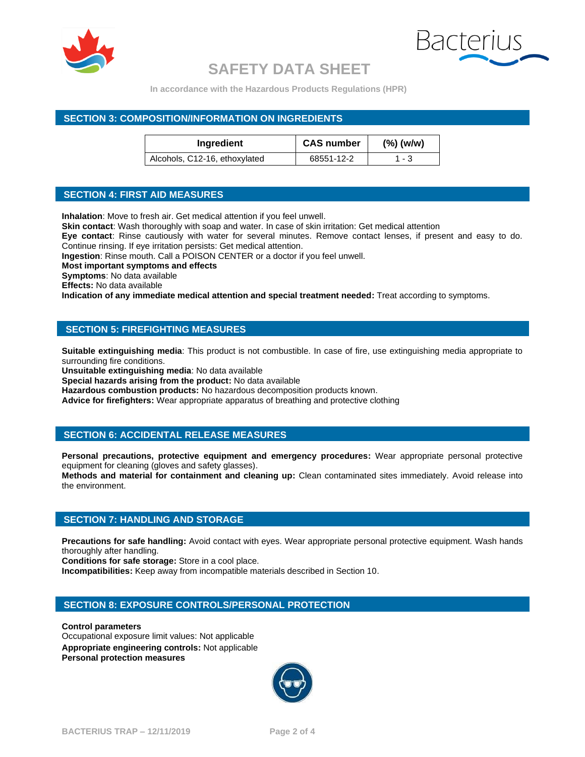## SECTION 3: COMPOSITION/INFORMATION ON INGREDIENTS

| Ingredient | CAS number | (%) (w/w) |
| --- | --- | --- |
| Alcohols, C12-16, ethoxylated | 68551-12-2 | 1 - 3 |

## SECTION 4: FIRST AID MEASURES

**Inhalation**: Move to fresh air. Get medical attention if you feel unwell.
**Skin contact**: Wash thoroughly with soap and water. In case of skin irritation: Get medical attention
**Eye contact**: Rinse cautiously with water for several minutes. Remove contact lenses, if present and easy to do. Continue rinsing. If eye irritation persists: Get medical attention.
**Ingestion**: Rinse mouth. Call a POISON CENTER or a doctor if you feel unwell.
**Most important symptoms and effects**
**Symptoms**: No data available
**Effects:** No data available
**Indication of any immediate medical attention and special treatment needed:** Treat according to symptoms.

## SECTION 5: FIREFIGHTING MEASURES

**Suitable extinguishing media**: This product is not combustible. In case of fire, use extinguishing media appropriate to surrounding fire conditions.
**Unsuitable extinguishing media**: No data available
**Special hazards arising from the product:** No data available
**Hazardous combustion products:** No hazardous decomposition products known.
**Advice for firefighters:** Wear appropriate apparatus of breathing and protective clothing

## SECTION 6: ACCIDENTAL RELEASE MEASURES

**Personal precautions, protective equipment and emergency procedures:** Wear appropriate personal protective equipment for cleaning (gloves and safety glasses).
**Methods and material for containment and cleaning up:** Clean contaminated sites immediately. Avoid release into the environment.

## SECTION 7: HANDLING AND STORAGE

**Precautions for safe handling:** Avoid contact with eyes. Wear appropriate personal protective equipment. Wash hands thoroughly after handling.
**Conditions for safe storage:** Store in a cool place.
**Incompatibilities:** Keep away from incompatible materials described in Section 10.

## SECTION 8: EXPOSURE CONTROLS/PERSONAL PROTECTION

**Control parameters**
Occupational exposure limit values: Not applicable
**Appropriate engineering controls:** Not applicable
**Personal protection measures**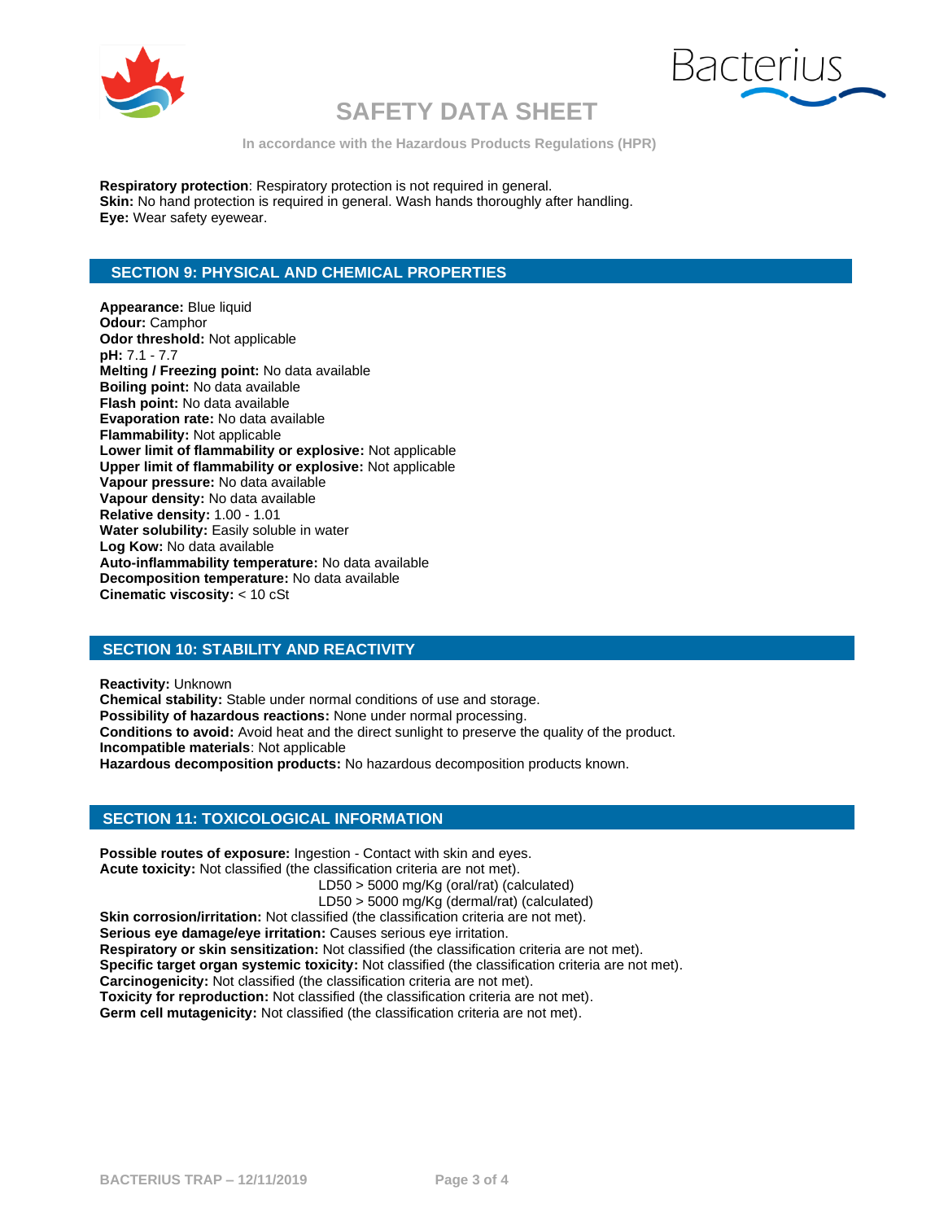**Respiratory protection**: Respiratory protection is not required in general.
**Skin:** No hand protection is required in general. Wash hands thoroughly after handling.
**Eye:** Wear safety eyewear.

## SECTION 9: PHYSICAL AND CHEMICAL PROPERTIES

**Appearance:** Blue liquid
**Odour:** Camphor
**Odor threshold:** Not applicable
**pH:** 7.1 - 7.7
**Melting / Freezing point:** No data available
**Boiling point:** No data available
**Flash point:** No data available
**Evaporation rate:** No data available
**Flammability:** Not applicable
**Lower limit of flammability or explosive:** Not applicable
**Upper limit of flammability or explosive:** Not applicable
**Vapour pressure:** No data available
**Vapour density:** No data available
**Relative density:** 1.00 - 1.01
**Water solubility:** Easily soluble in water
**Log Kow:** No data available
**Auto-inflammability temperature:** No data available
**Decomposition temperature:** No data available
**Cinematic viscosity:** < 10 cSt

## SECTION 10: STABILITY AND REACTIVITY

**Reactivity:** Unknown
**Chemical stability:** Stable under normal conditions of use and storage.
**Possibility of hazardous reactions:** None under normal processing.
**Conditions to avoid:** Avoid heat and the direct sunlight to preserve the quality of the product.
**Incompatible materials**: Not applicable
**Hazardous decomposition products:** No hazardous decomposition products known.

## SECTION 11: TOXICOLOGICAL INFORMATION

**Possible routes of exposure:** Ingestion - Contact with skin and eyes.
**Acute toxicity:** Not classified (the classification criteria are not met).
LD50 > 5000 mg/Kg (oral/rat) (calculated)
LD50 > 5000 mg/Kg (dermal/rat) (calculated)
**Skin corrosion/irritation:** Not classified (the classification criteria are not met).
**Serious eye damage/eye irritation:** Causes serious eye irritation.
**Respiratory or skin sensitization:** Not classified (the classification criteria are not met).
**Specific target organ systemic toxicity:** Not classified (the classification criteria are not met).
**Carcinogenicity:** Not classified (the classification criteria are not met).
**Toxicity for reproduction:** Not classified (the classification criteria are not met).
**Germ cell mutagenicity:** Not classified (the classification criteria are not met).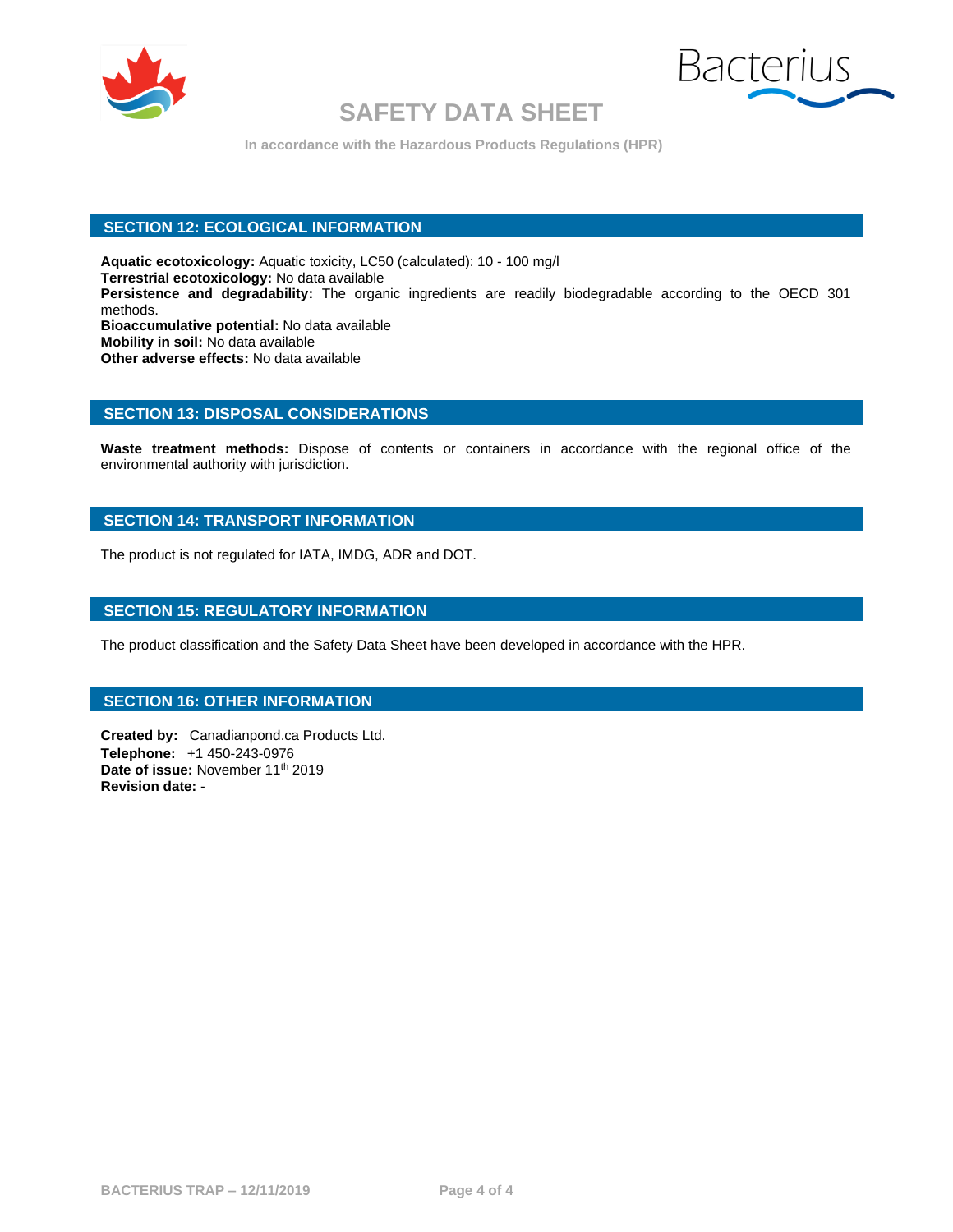## SECTION 12: ECOLOGICAL INFORMATION

**Aquatic ecotoxicology:** Aquatic toxicity, LC50 (calculated): 10 - 100 mg/l
**Terrestrial ecotoxicology:** No data available
**Persistence and degradability:** The organic ingredients are readily biodegradable according to the OECD 301 methods.
**Bioaccumulative potential:** No data available
**Mobility in soil:** No data available
**Other adverse effects:** No data available

## SECTION 13: DISPOSAL CONSIDERATIONS

**Waste treatment methods:** Dispose of contents or containers in accordance with the regional office of the environmental authority with jurisdiction.

## SECTION 14: TRANSPORT INFORMATION

The product is not regulated for IATA, IMDG, ADR and DOT.

## SECTION 15: REGULATORY INFORMATION

The product classification and the Safety Data Sheet have been developed in accordance with the HPR.

## SECTION 16: OTHER INFORMATION

**Created by:** Canadianpond.ca Products Ltd.
**Telephone:** +1 450-243-0976
**Date of issue:** November 11th 2019
**Revision date:** -